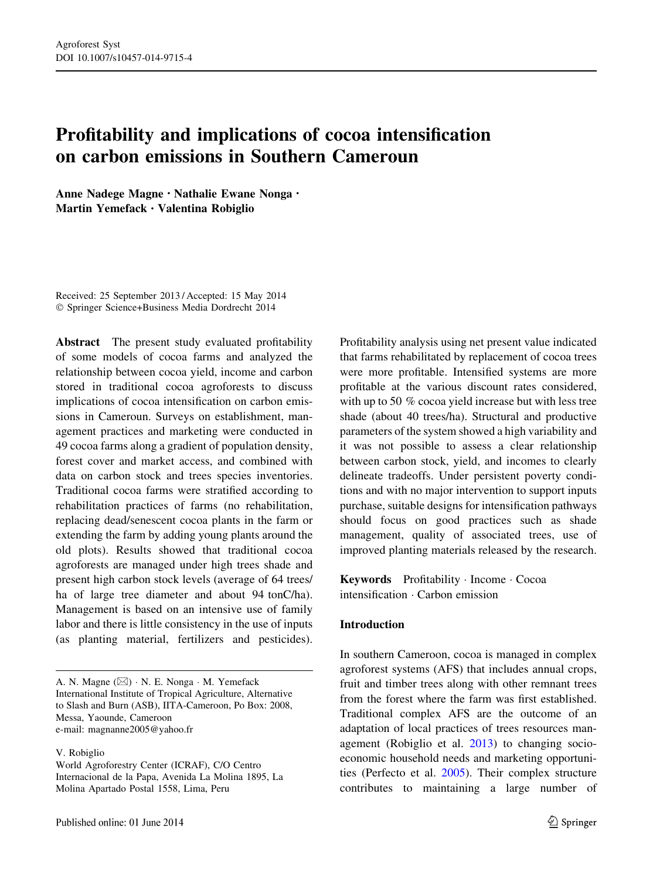# Profitability and implications of cocoa intensification on carbon emissions in Southern Cameroun

**Anne Nadege Magne · Nathalie Ewane Nonga · Martin Yemefack · Valentina Robiglio**

Received: 25 September 2013 / Accepted: 15 May 2014
© Springer Science+Business Media Dordrecht 2014

**Abstract** The present study evaluated profitability of some models of cocoa farms and analyzed the relationship between cocoa yield, income and carbon stored in traditional cocoa agroforests to discuss implications of cocoa intensification on carbon emissions in Cameroun. Surveys on establishment, management practices and marketing were conducted in 49 cocoa farms along a gradient of population density, forest cover and market access, and combined with data on carbon stock and trees species inventories. Traditional cocoa farms were stratified according to rehabilitation practices of farms (no rehabilitation, replacing dead/senescent cocoa plants in the farm or extending the farm by adding young plants around the old plots). Results showed that traditional cocoa agroforests are managed under high trees shade and present high carbon stock levels (average of 64 trees/ha of large tree diameter and about 94 tonC/ha). Management is based on an intensive use of family labor and there is little consistency in the use of inputs (as planting material, fertilizers and pesticides). Profitability analysis using net present value indicated that farms rehabilitated by replacement of cocoa trees were more profitable. Intensified systems are more profitable at the various discount rates considered, with up to 50 % cocoa yield increase but with less tree shade (about 40 trees/ha). Structural and productive parameters of the system showed a high variability and it was not possible to assess a clear relationship between carbon stock, yield, and incomes to clearly delineate tradeoffs. Under persistent poverty conditions and with no major intervention to support inputs purchase, suitable designs for intensification pathways should focus on good practices such as shade management, quality of associated trees, use of improved planting materials released by the research.

**Keywords** Profitability · Income · Cocoa intensification · Carbon emission

A. N. Magne (✉) · N. E. Nonga · M. Yemefack
International Institute of Tropical Agriculture, Alternative to Slash and Burn (ASB), IITA-Cameroon, Po Box: 2008, Messa, Yaounde, Cameroon
e-mail: magnanne2005@yahoo.fr

V. Robiglio
World Agroforestry Center (ICRAF), C/O Centro Internacional de la Papa, Avenida La Molina 1895, La Molina Apartado Postal 1558, Lima, Peru

## Introduction

In southern Cameroon, cocoa is managed in complex agroforest systems (AFS) that includes annual crops, fruit and timber trees along with other remnant trees from the forest where the farm was first established. Traditional complex AFS are the outcome of an adaptation of local practices of trees resources management (Robiglio et al. 2013) to changing socio-economic household needs and marketing opportunities (Perfecto et al. 2005). Their complex structure contributes to maintaining a large number of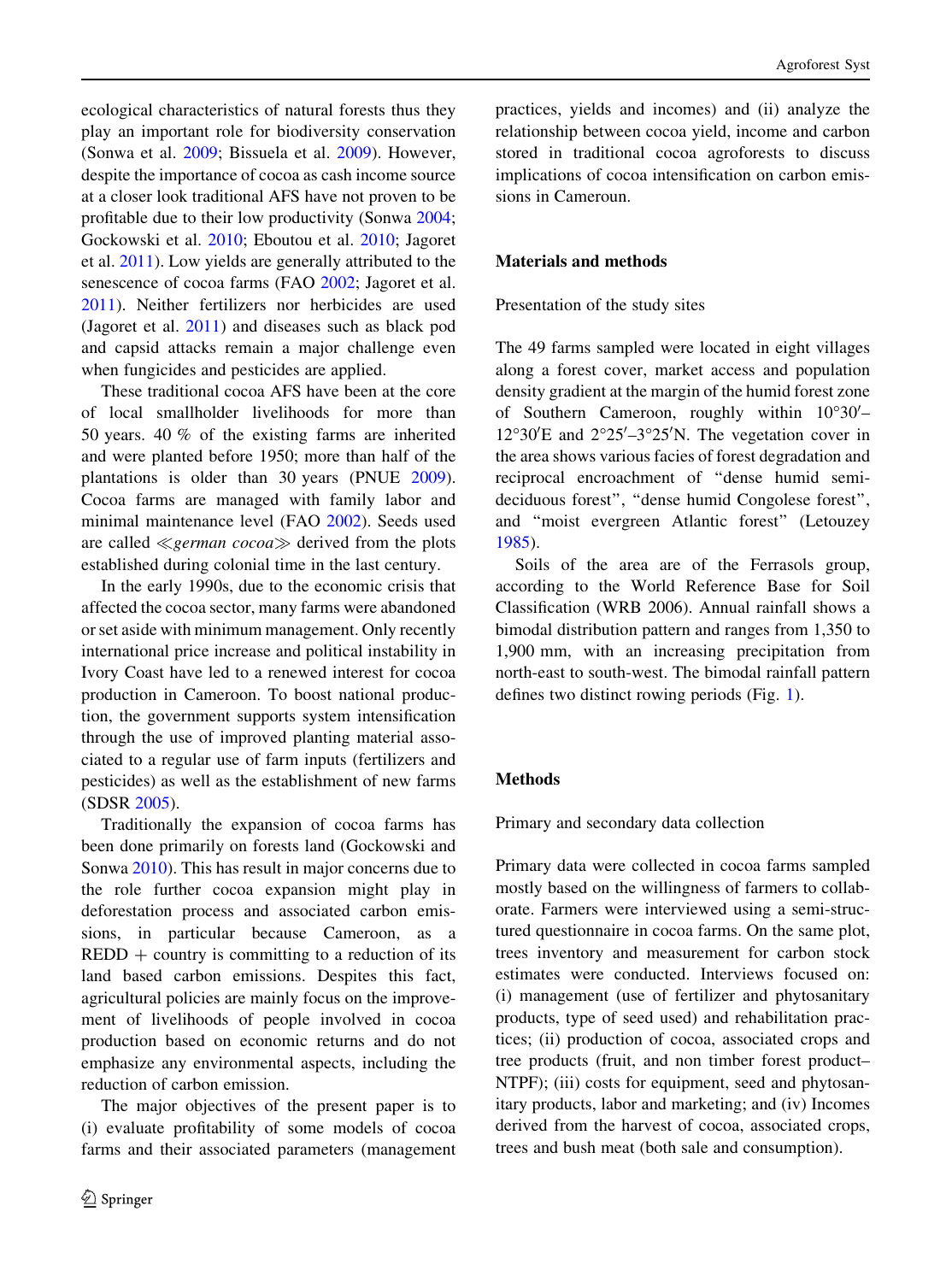ecological characteristics of natural forests thus they play an important role for biodiversity conservation (Sonwa et al. 2009; Bissuela et al. 2009). However, despite the importance of cocoa as cash income source at a closer look traditional AFS have not proven to be profitable due to their low productivity (Sonwa 2004; Gockowski et al. 2010; Eboutou et al. 2010; Jagoret et al. 2011). Low yields are generally attributed to the senescence of cocoa farms (FAO 2002; Jagoret et al. 2011). Neither fertilizers nor herbicides are used (Jagoret et al. 2011) and diseases such as black pod and capsid attacks remain a major challenge even when fungicides and pesticides are applied.

These traditional cocoa AFS have been at the core of local smallholder livelihoods for more than 50 years. 40 % of the existing farms are inherited and were planted before 1950; more than half of the plantations is older than 30 years (PNUE 2009). Cocoa farms are managed with family labor and minimal maintenance level (FAO 2002). Seeds used are called ≪*german cocoa*≫ derived from the plots established during colonial time in the last century.

In the early 1990s, due to the economic crisis that affected the cocoa sector, many farms were abandoned or set aside with minimum management. Only recently international price increase and political instability in Ivory Coast have led to a renewed interest for cocoa production in Cameroon. To boost national production, the government supports system intensification through the use of improved planting material associated to a regular use of farm inputs (fertilizers and pesticides) as well as the establishment of new farms (SDSR 2005).

Traditionally the expansion of cocoa farms has been done primarily on forests land (Gockowski and Sonwa 2010). This has result in major concerns due to the role further cocoa expansion might play in deforestation process and associated carbon emissions, in particular because Cameroon, as a REDD + country is committing to a reduction of its land based carbon emissions. Despites this fact, agricultural policies are mainly focus on the improvement of livelihoods of people involved in cocoa production based on economic returns and do not emphasize any environmental aspects, including the reduction of carbon emission.

The major objectives of the present paper is to (i) evaluate profitability of some models of cocoa farms and their associated parameters (management practices, yields and incomes) and (ii) analyze the relationship between cocoa yield, income and carbon stored in traditional cocoa agroforests to discuss implications of cocoa intensification on carbon emissions in Cameroun.

## Materials and methods

### Presentation of the study sites

The 49 farms sampled were located in eight villages along a forest cover, market access and population density gradient at the margin of the humid forest zone of Southern Cameroon, roughly within 10°30′–12°30′E and 2°25′–3°25′N. The vegetation cover in the area shows various facies of forest degradation and reciprocal encroachment of "dense humid semi-deciduous forest", "dense humid Congolese forest", and "moist evergreen Atlantic forest" (Letouzey 1985).

Soils of the area are of the Ferrasols group, according to the World Reference Base for Soil Classification (WRB 2006). Annual rainfall shows a bimodal distribution pattern and ranges from 1,350 to 1,900 mm, with an increasing precipitation from north-east to south-west. The bimodal rainfall pattern defines two distinct rowing periods (Fig. 1).

## Methods

### Primary and secondary data collection

Primary data were collected in cocoa farms sampled mostly based on the willingness of farmers to collaborate. Farmers were interviewed using a semi-structured questionnaire in cocoa farms. On the same plot, trees inventory and measurement for carbon stock estimates were conducted. Interviews focused on: (i) management (use of fertilizer and phytosanitary products, type of seed used) and rehabilitation practices; (ii) production of cocoa, associated crops and tree products (fruit, and non timber forest product–NTPF); (iii) costs for equipment, seed and phytosanitary products, labor and marketing; and (iv) Incomes derived from the harvest of cocoa, associated crops, trees and bush meat (both sale and consumption).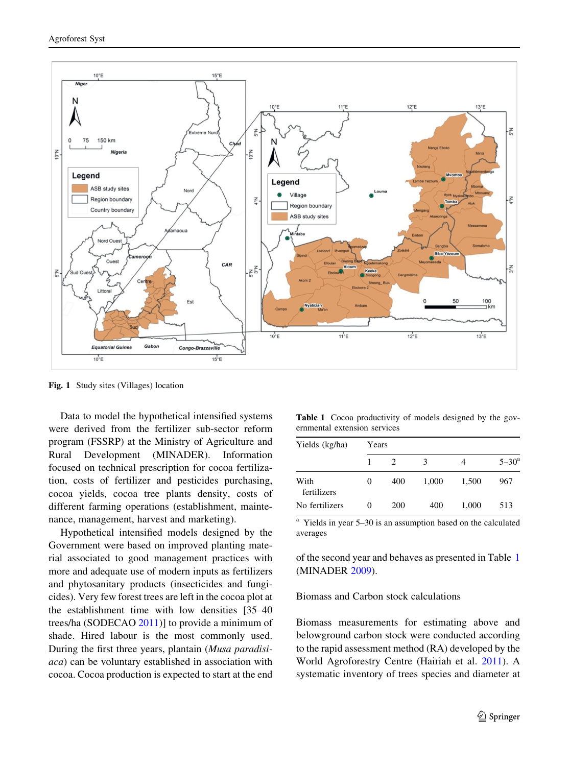Fig. 1 Study sites (Villages) location

Data to model the hypothetical intensified systems were derived from the fertilizer sub-sector reform program (FSSRP) at the Ministry of Agriculture and Rural Development (MINADER). Information focused on technical prescription for cocoa fertilization, costs of fertilizer and pesticides purchasing, cocoa yields, cocoa tree plants density, costs of different farming operations (establishment, maintenance, management, harvest and marketing).

Hypothetical intensified models designed by the Government were based on improved planting material associated to good management practices with more and adequate use of modern inputs as fertilizers and phytosanitary products (insecticides and fungicides). Very few forest trees are left in the cocoa plot at the establishment time with low densities [35–40 trees/ha (SODECAO 2011)] to provide a minimum of shade. Hired labour is the most commonly used. During the first three years, plantain (*Musa paradisiaca*) can be voluntary established in association with cocoa. Cocoa production is expected to start at the end of the second year and behaves as presented in Table 1 (MINADER 2009).

**Table 1** Cocoa productivity of models designed by the governmental extension services

| Yields (kg/ha) | Years | | | | |
|---|---|---|---|---|---|
| | 1 | 2 | 3 | 4 | 5–30[a] |
| With fertilizers | 0 | 400 | 1,000 | 1,500 | 967 |
| No fertilizers | 0 | 200 | 400 | 1,000 | 513 |

[a] Yields in year 5–30 is an assumption based on the calculated averages

Biomass and Carbon stock calculations

Biomass measurements for estimating above and belowground carbon stock were conducted according to the rapid assessment method (RA) developed by the World Agroforestry Centre (Hairiah et al. 2011). A systematic inventory of trees species and diameter at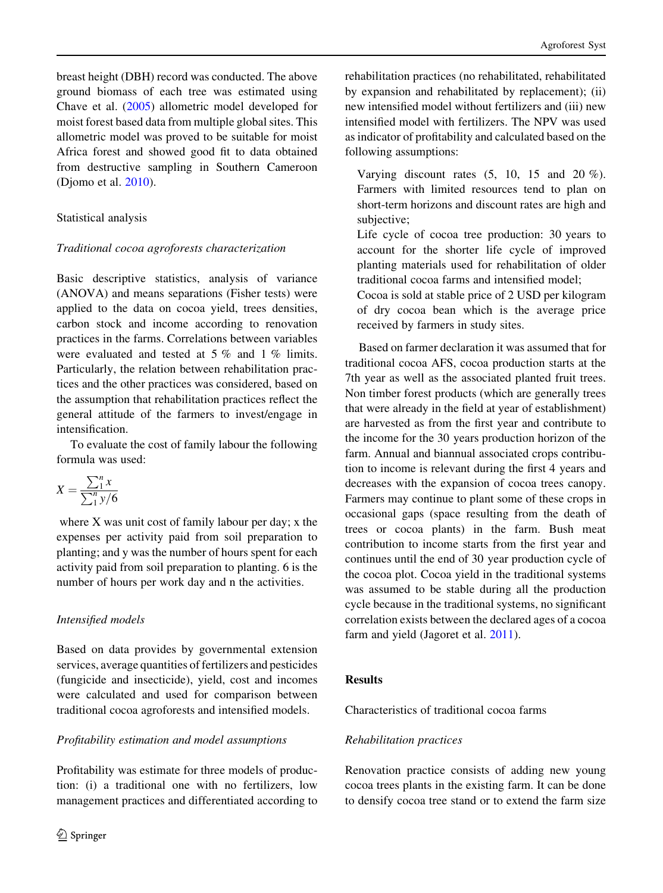breast height (DBH) record was conducted. The above ground biomass of each tree was estimated using Chave et al. (2005) allometric model developed for moist forest based data from multiple global sites. This allometric model was proved to be suitable for moist Africa forest and showed good fit to data obtained from destructive sampling in Southern Cameroon (Djomo et al. 2010).

## Statistical analysis

### *Traditional cocoa agroforests characterization*

Basic descriptive statistics, analysis of variance (ANOVA) and means separations (Fisher tests) were applied to the data on cocoa yield, trees densities, carbon stock and income according to renovation practices in the farms. Correlations between variables were evaluated and tested at 5 % and 1 % limits. Particularly, the relation between rehabilitation practices and the other practices was considered, based on the assumption that rehabilitation practices reflect the general attitude of the farmers to invest/engage in intensification.

To evaluate the cost of family labour the following formula was used:

$$X = \frac{\sum_{1}^{n} x}{\sum_{1}^{n} y/6}$$

where X was unit cost of family labour per day; x the expenses per activity paid from soil preparation to planting; and y was the number of hours spent for each activity paid from soil preparation to planting. 6 is the number of hours per work day and n the activities.

### *Intensified models*

Based on data provides by governmental extension services, average quantities of fertilizers and pesticides (fungicide and insecticide), yield, cost and incomes were calculated and used for comparison between traditional cocoa agroforests and intensified models.

### *Profitability estimation and model assumptions*

Profitability was estimate for three models of production: (i) a traditional one with no fertilizers, low management practices and differentiated according to rehabilitation practices (no rehabilitated, rehabilitated by expansion and rehabilitated by replacement); (ii) new intensified model without fertilizers and (iii) new intensified model with fertilizers. The NPV was used as indicator of profitability and calculated based on the following assumptions:

Varying discount rates (5, 10, 15 and 20 %). Farmers with limited resources tend to plan on short-term horizons and discount rates are high and subjective;

Life cycle of cocoa tree production: 30 years to account for the shorter life cycle of improved planting materials used for rehabilitation of older traditional cocoa farms and intensified model;

Cocoa is sold at stable price of 2 USD per kilogram of dry cocoa bean which is the average price received by farmers in study sites.

Based on farmer declaration it was assumed that for traditional cocoa AFS, cocoa production starts at the 7th year as well as the associated planted fruit trees. Non timber forest products (which are generally trees that were already in the field at year of establishment) are harvested as from the first year and contribute to the income for the 30 years production horizon of the farm. Annual and biannual associated crops contribution to income is relevant during the first 4 years and decreases with the expansion of cocoa trees canopy. Farmers may continue to plant some of these crops in occasional gaps (space resulting from the death of trees or cocoa plants) in the farm. Bush meat contribution to income starts from the first year and continues until the end of 30 year production cycle of the cocoa plot. Cocoa yield in the traditional systems was assumed to be stable during all the production cycle because in the traditional systems, no significant correlation exists between the declared ages of a cocoa farm and yield (Jagoret et al. 2011).

# Results

## Characteristics of traditional cocoa farms

### *Rehabilitation practices*

Renovation practice consists of adding new young cocoa trees plants in the existing farm. It can be done to densify cocoa tree stand or to extend the farm size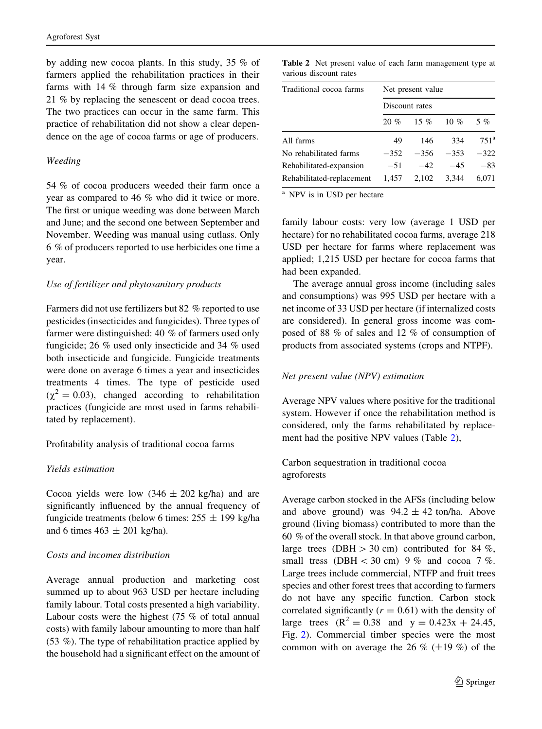by adding new cocoa plants. In this study, 35 % of farmers applied the rehabilitation practices in their farms with 14 % through farm size expansion and 21 % by replacing the senescent or dead cocoa trees. The two practices can occur in the same farm. This practice of rehabilitation did not show a clear dependence on the age of cocoa farms or age of producers.

*Weeding*

54 % of cocoa producers weeded their farm once a year as compared to 46 % who did it twice or more. The first or unique weeding was done between March and June; and the second one between September and November. Weeding was manual using cutlass. Only 6 % of producers reported to use herbicides one time a year.

*Use of fertilizer and phytosanitary products*

Farmers did not use fertilizers but 82 % reported to use pesticides (insecticides and fungicides). Three types of farmer were distinguished: 40 % of farmers used only fungicide; 26 % used only insecticide and 34 % used both insecticide and fungicide. Fungicide treatments were done on average 6 times a year and insecticides treatments 4 times. The type of pesticide used ($\chi^2 = 0.03$), changed according to rehabilitation practices (fungicide are most used in farms rehabilitated by replacement).

Profitability analysis of traditional cocoa farms

*Yields estimation*

Cocoa yields were low ($346 \pm 202$ kg/ha) and are significantly influenced by the annual frequency of fungicide treatments (below 6 times: $255 \pm 199$ kg/ha and 6 times $463 \pm 201$ kg/ha).

*Costs and incomes distribution*

Average annual production and marketing cost summed up to about 963 USD per hectare including family labour. Total costs presented a high variability. Labour costs were the highest (75 % of total annual costs) with family labour amounting to more than half (53 %). The type of rehabilitation practice applied by the household had a significant effect on the amount of family labour costs: very low (average 1 USD per hectare) for no rehabilitated cocoa farms, average 218 USD per hectare for farms where replacement was applied; 1,215 USD per hectare for cocoa farms that had been expanded.

The average annual gross income (including sales and consumptions) was 995 USD per hectare with a net income of 33 USD per hectare (if internalized costs are considered). In general gross income was composed of 88 % of sales and 12 % of consumption of products from associated systems (crops and NTPF).

*Net present value (NPV) estimation*

Average NPV values where positive for the traditional system. However if once the rehabilitation method is considered, only the farms rehabilitated by replacement had the positive NPV values (Table 2),

Carbon sequestration in traditional cocoa agroforests

Average carbon stocked in the AFSs (including below and above ground) was $94.2 \pm 42$ ton/ha. Above ground (living biomass) contributed to more than the 60 % of the overall stock. In that above ground carbon, large trees (DBH > 30 cm) contributed for 84 %, small tress (DBH < 30 cm) 9 % and cocoa 7 %. Large trees include commercial, NTFP and fruit trees species and other forest trees that according to farmers do not have any specific function. Carbon stock correlated significantly ($r = 0.61$) with the density of large trees ($R^2 = 0.38$ and $y = 0.423x + 24.45$, Fig. 2). Commercial timber species were the most common with on average the 26 % (±19 %) of the

**Table 2** Net present value of each farm management type at various discount rates

| Traditional cocoa farms | Net present value | | | |
|---|---|---|---|---|
| | Discount rates | | | |
| | 20 % | 15 % | 10 % | 5 % |
| All farms | 49 | 146 | 334 | 751[a] |
| No rehabilitated farms | −352 | −356 | −353 | −322 |
| Rehabilitated-expansion | −51 | −42 | −45 | −83 |
| Rehabilitated-replacement | 1,457 | 2,102 | 3,344 | 6,071 |

[a] NPV is in USD per hectare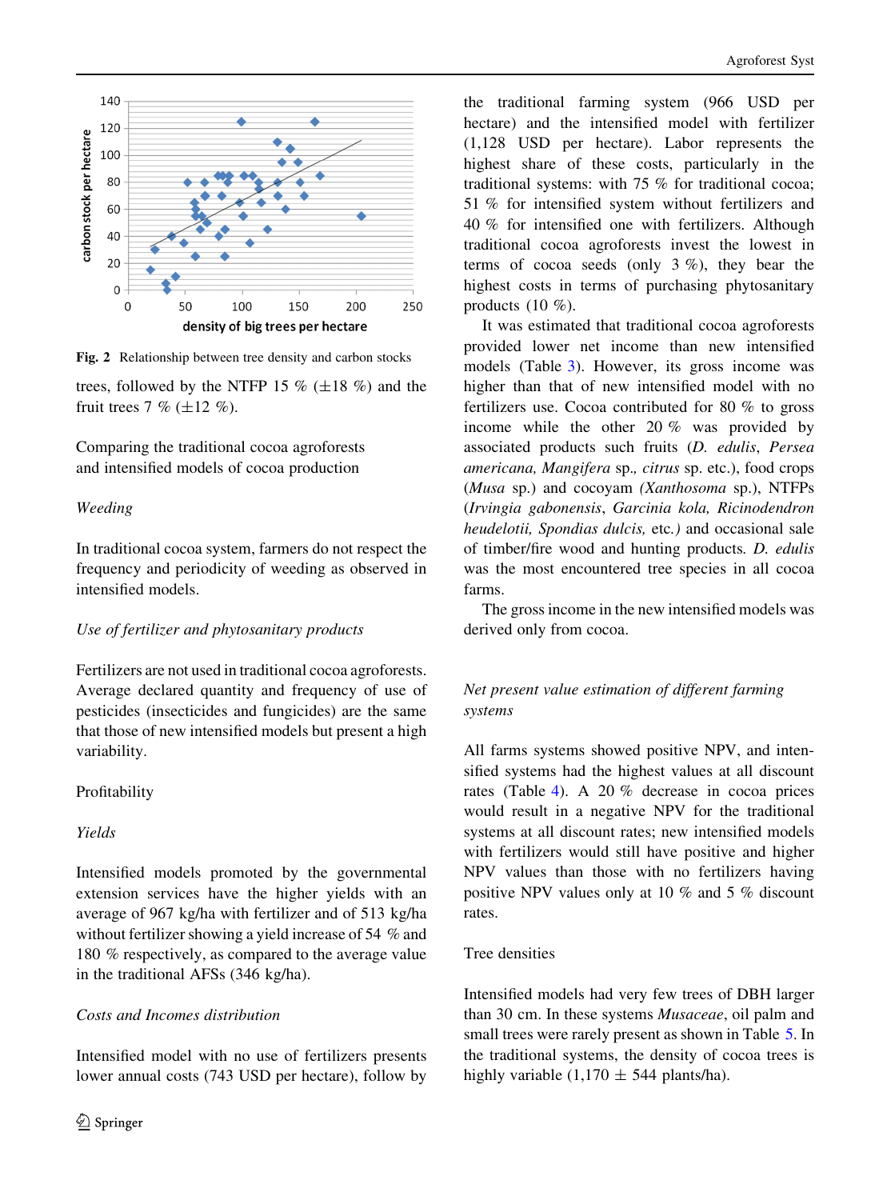Fig. 2 Relationship between tree density and carbon stocks

trees, followed by the NTFP 15 % (±18 %) and the fruit trees 7 % (±12 %).

## Comparing the traditional cocoa agroforests and intensified models of cocoa production

### *Weeding*

In traditional cocoa system, farmers do not respect the frequency and periodicity of weeding as observed in intensified models.

### *Use of fertilizer and phytosanitary products*

Fertilizers are not used in traditional cocoa agroforests. Average declared quantity and frequency of use of pesticides (insecticides and fungicides) are the same that those of new intensified models but present a high variability.

## Profitability

### *Yields*

Intensified models promoted by the governmental extension services have the higher yields with an average of 967 kg/ha with fertilizer and of 513 kg/ha without fertilizer showing a yield increase of 54 % and 180 % respectively, as compared to the average value in the traditional AFSs (346 kg/ha).

### *Costs and Incomes distribution*

Intensified model with no use of fertilizers presents lower annual costs (743 USD per hectare), follow by the traditional farming system (966 USD per hectare) and the intensified model with fertilizer (1,128 USD per hectare). Labor represents the highest share of these costs, particularly in the traditional systems: with 75 % for traditional cocoa; 51 % for intensified system without fertilizers and 40 % for intensified one with fertilizers. Although traditional cocoa agroforests invest the lowest in terms of cocoa seeds (only 3 %), they bear the highest costs in terms of purchasing phytosanitary products (10 %).

It was estimated that traditional cocoa agroforests provided lower net income than new intensified models (Table 3). However, its gross income was higher than that of new intensified model with no fertilizers use. Cocoa contributed for 80 % to gross income while the other 20 % was provided by associated products such fruits (*D. edulis*, *Persea americana*, *Mangifera* sp., *citrus* sp. etc.), food crops (*Musa* sp.) and cocoyam (*Xanthosoma* sp.), NTFPs (*Irvingia gabonensis*, *Garcinia kola, Ricinodendron heudelotii, Spondias dulcis,* etc.) and occasional sale of timber/fire wood and hunting products. *D. edulis* was the most encountered tree species in all cocoa farms.

The gross income in the new intensified models was derived only from cocoa.

### *Net present value estimation of different farming systems*

All farms systems showed positive NPV, and intensified systems had the highest values at all discount rates (Table 4). A 20 % decrease in cocoa prices would result in a negative NPV for the traditional systems at all discount rates; new intensified models with fertilizers would still have positive and higher NPV values than those with no fertilizers having positive NPV values only at 10 % and 5 % discount rates.

## Tree densities

Intensified models had very few trees of DBH larger than 30 cm. In these systems *Musaceae*, oil palm and small trees were rarely present as shown in Table 5. In the traditional systems, the density of cocoa trees is highly variable (1,170 ± 544 plants/ha).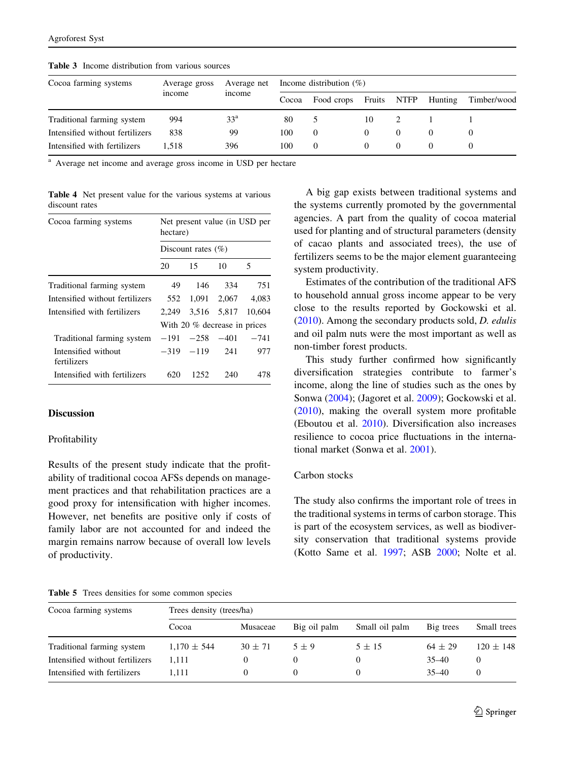**Table 3** Income distribution from various sources

| Cocoa farming systems | Average gross income | Average net income | Income distribution (%) | | | | | |
|---|---|---|---|---|---|---|---|---|
| | | | Cocoa | Food crops | Fruits | NTFP | Hunting | Timber/wood |
| Traditional farming system | 994 | 33[a] | 80 | 5 | 10 | 2 | 1 | 1 |
| Intensified without fertilizers | 838 | 99 | 100 | 0 | 0 | 0 | 0 | 0 |
| Intensified with fertilizers | 1,518 | 396 | 100 | 0 | 0 | 0 | 0 | 0 |

[a] Average net income and average gross income in USD per hectare

**Table 4** Net present value for the various systems at various discount rates

| Cocoa farming systems | Net present value (in USD per hectare) | | | |
|---|---|---|---|---|
| | Discount rates (%) | | | |
| | 20 | 15 | 10 | 5 |
| Traditional farming system | 49 | 146 | 334 | 751 |
| Intensified without fertilizers | 552 | 1,091 | 2,067 | 4,083 |
| Intensified with fertilizers | 2,249 | 3,516 | 5,817 | 10,604 |
| | With 20 % decrease in prices | | | |
| Traditional farming system | −191 | −258 | −401 | −741 |
| Intensified without fertilizers | −319 | −119 | 241 | 977 |
| Intensified with fertilizers | 620 | 1252 | 240 | 478 |

## Discussion

### Profitability

Results of the present study indicate that the profitability of traditional cocoa AFSs depends on management practices and that rehabilitation practices are a good proxy for intensification with higher incomes. However, net benefits are positive only if costs of family labor are not accounted for and indeed the margin remains narrow because of overall low levels of productivity.

A big gap exists between traditional systems and the systems currently promoted by the governmental agencies. A part from the quality of cocoa material used for planting and of structural parameters (density of cacao plants and associated trees), the use of fertilizers seems to be the major element guaranteeing system productivity.

Estimates of the contribution of the traditional AFS to household annual gross income appear to be very close to the results reported by Gockowski et al. (2010). Among the secondary products sold, *D. edulis* and oil palm nuts were the most important as well as non-timber forest products.

This study further confirmed how significantly diversification strategies contribute to farmer's income, along the line of studies such as the ones by Sonwa (2004); (Jagoret et al. 2009); Gockowski et al. (2010), making the overall system more profitable (Eboutou et al. 2010). Diversification also increases resilience to cocoa price fluctuations in the international market (Sonwa et al. 2001).

### Carbon stocks

The study also confirms the important role of trees in the traditional systems in terms of carbon storage. This is part of the ecosystem services, as well as biodiversity conservation that traditional systems provide (Kotto Same et al. 1997; ASB 2000; Nolte et al.

**Table 5** Trees densities for some common species

| Cocoa farming systems | Trees density (trees/ha) | | | | | |
|---|---|---|---|---|---|---|
| | Cocoa | Musaceae | Big oil palm | Small oil palm | Big trees | Small trees |
| Traditional farming system | 1,170 ± 544 | 30 ± 71 | 5 ± 9 | 5 ± 15 | 64 ± 29 | 120 ± 148 |
| Intensified without fertilizers | 1,111 | 0 | 0 | 0 | 35–40 | 0 |
| Intensified with fertilizers | 1,111 | 0 | 0 | 0 | 35–40 | 0 |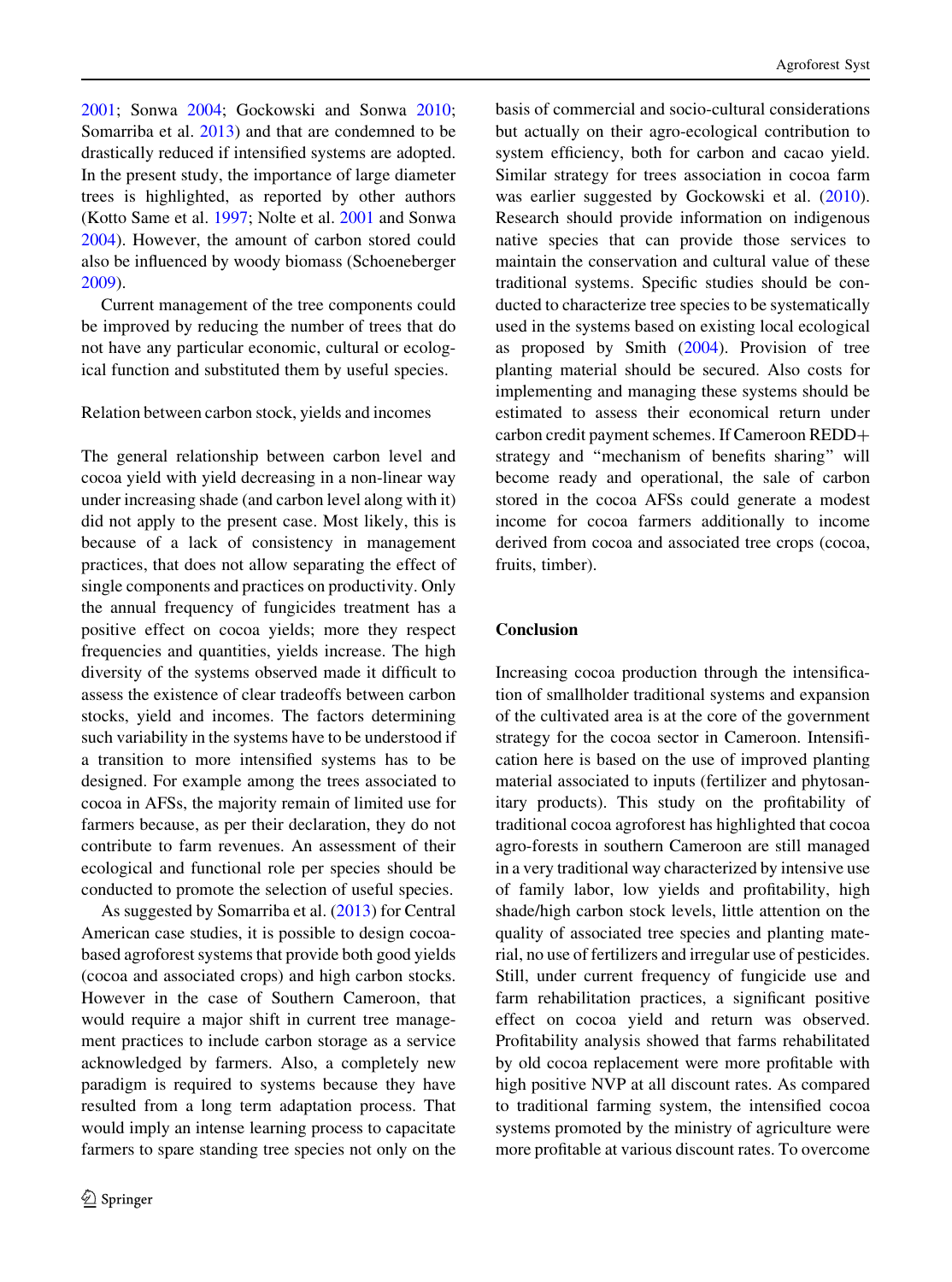2001; Sonwa 2004; Gockowski and Sonwa 2010; Somarriba et al. 2013) and that are condemned to be drastically reduced if intensified systems are adopted. In the present study, the importance of large diameter trees is highlighted, as reported by other authors (Kotto Same et al. 1997; Nolte et al. 2001 and Sonwa 2004). However, the amount of carbon stored could also be influenced by woody biomass (Schoeneberger 2009).

Current management of the tree components could be improved by reducing the number of trees that do not have any particular economic, cultural or ecological function and substituted them by useful species.

Relation between carbon stock, yields and incomes

The general relationship between carbon level and cocoa yield with yield decreasing in a non-linear way under increasing shade (and carbon level along with it) did not apply to the present case. Most likely, this is because of a lack of consistency in management practices, that does not allow separating the effect of single components and practices on productivity. Only the annual frequency of fungicides treatment has a positive effect on cocoa yields; more they respect frequencies and quantities, yields increase. The high diversity of the systems observed made it difficult to assess the existence of clear tradeoffs between carbon stocks, yield and incomes. The factors determining such variability in the systems have to be understood if a transition to more intensified systems has to be designed. For example among the trees associated to cocoa in AFSs, the majority remain of limited use for farmers because, as per their declaration, they do not contribute to farm revenues. An assessment of their ecological and functional role per species should be conducted to promote the selection of useful species.

As suggested by Somarriba et al. (2013) for Central American case studies, it is possible to design cocoa-based agroforest systems that provide both good yields (cocoa and associated crops) and high carbon stocks. However in the case of Southern Cameroon, that would require a major shift in current tree management practices to include carbon storage as a service acknowledged by farmers. Also, a completely new paradigm is required to systems because they have resulted from a long term adaptation process. That would imply an intense learning process to capacitate farmers to spare standing tree species not only on the basis of commercial and socio-cultural considerations but actually on their agro-ecological contribution to system efficiency, both for carbon and cacao yield. Similar strategy for trees association in cocoa farm was earlier suggested by Gockowski et al. (2010). Research should provide information on indigenous native species that can provide those services to maintain the conservation and cultural value of these traditional systems. Specific studies should be conducted to characterize tree species to be systematically used in the systems based on existing local ecological as proposed by Smith (2004). Provision of tree planting material should be secured. Also costs for implementing and managing these systems should be estimated to assess their economical return under carbon credit payment schemes. If Cameroon REDD+ strategy and "mechanism of benefits sharing" will become ready and operational, the sale of carbon stored in the cocoa AFSs could generate a modest income for cocoa farmers additionally to income derived from cocoa and associated tree crops (cocoa, fruits, timber).

## Conclusion

Increasing cocoa production through the intensification of smallholder traditional systems and expansion of the cultivated area is at the core of the government strategy for the cocoa sector in Cameroon. Intensification here is based on the use of improved planting material associated to inputs (fertilizer and phytosanitary products). This study on the profitability of traditional cocoa agroforest has highlighted that cocoa agro-forests in southern Cameroon are still managed in a very traditional way characterized by intensive use of family labor, low yields and profitability, high shade/high carbon stock levels, little attention on the quality of associated tree species and planting material, no use of fertilizers and irregular use of pesticides. Still, under current frequency of fungicide use and farm rehabilitation practices, a significant positive effect on cocoa yield and return was observed. Profitability analysis showed that farms rehabilitated by old cocoa replacement were more profitable with high positive NVP at all discount rates. As compared to traditional farming system, the intensified cocoa systems promoted by the ministry of agriculture were more profitable at various discount rates. To overcome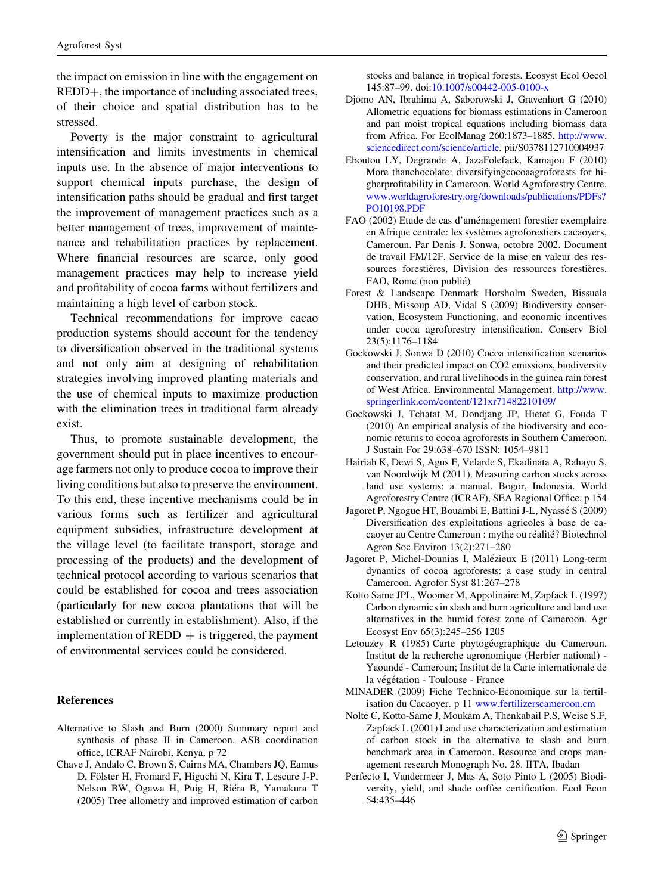the impact on emission in line with the engagement on REDD+, the importance of including associated trees, of their choice and spatial distribution has to be stressed.

Poverty is the major constraint to agricultural intensification and limits investments in chemical inputs use. In the absence of major interventions to support chemical inputs purchase, the design of intensification paths should be gradual and first target the improvement of management practices such as a better management of trees, improvement of maintenance and rehabilitation practices by replacement. Where financial resources are scarce, only good management practices may help to increase yield and profitability of cocoa farms without fertilizers and maintaining a high level of carbon stock.

Technical recommendations for improve cacao production systems should account for the tendency to diversification observed in the traditional systems and not only aim at designing of rehabilitation strategies involving improved planting materials and the use of chemical inputs to maximize production with the elimination trees in traditional farm already exist.

Thus, to promote sustainable development, the government should put in place incentives to encourage farmers not only to produce cocoa to improve their living conditions but also to preserve the environment. To this end, these incentive mechanisms could be in various forms such as fertilizer and agricultural equipment subsidies, infrastructure development at the village level (to facilitate transport, storage and processing of the products) and the development of technical protocol according to various scenarios that could be established for cocoa and trees association (particularly for new cocoa plantations that will be established or currently in establishment). Also, if the implementation of REDD + is triggered, the payment of environmental services could be considered.

## References

Alternative to Slash and Burn (2000) Summary report and synthesis of phase II in Cameroon. ASB coordination office, ICRAF Nairobi, Kenya, p 72

Chave J, Andalo C, Brown S, Cairns MA, Chambers JQ, Eamus D, Fölster H, Fromard F, Higuchi N, Kira T, Lescure J-P, Nelson BW, Ogawa H, Puig H, Riéra B, Yamakura T (2005) Tree allometry and improved estimation of carbon stocks and balance in tropical forests. Ecosyst Ecol Oecol 145:87–99. doi:10.1007/s00442-005-0100-x

Djomo AN, Ibrahima A, Saborowski J, Gravenhort G (2010) Allometric equations for biomass estimations in Cameroon and pan moist tropical equations including biomass data from Africa. For EcolManag 260:1873–1885. http://www.sciencedirect.com/science/article. pii/S0378112710004937

Eboutou LY, Degrande A, JazaFolefack, Kamajou F (2010) More thanchocolate: diversifyingcocoaagroforests for higherprofitability in Cameroon. World Agroforestry Centre. www.worldagroforestry.org/downloads/publications/PDFs?PO10198.PDF

FAO (2002) Etude de cas d'aménagement forestier exemplaire en Afrique centrale: les systèmes agroforestiers cacaoyers, Cameroun. Par Denis J. Sonwa, octobre 2002. Document de travail FM/12F. Service de la mise en valeur des ressources forestières, Division des ressources forestières. FAO, Rome (non publié)

Forest & Landscape Denmark Horsholm Sweden, Bissuela DHB, Missoup AD, Vidal S (2009) Biodiversity conservation, Ecosystem Functioning, and economic incentives under cocoa agroforestry intensification. Conserv Biol 23(5):1176–1184

Gockowski J, Sonwa D (2010) Cocoa intensification scenarios and their predicted impact on CO2 emissions, biodiversity conservation, and rural livelihoods in the guinea rain forest of West Africa. Environmental Management. http://www.springerlink.com/content/121xr71482210109/

Gockowski J, Tchatat M, Dondjang JP, Hietet G, Fouda T (2010) An empirical analysis of the biodiversity and economic returns to cocoa agroforests in Southern Cameroon. J Sustain For 29:638–670 ISSN: 1054–9811

Hairiah K, Dewi S, Agus F, Velarde S, Ekadinata A, Rahayu S, van Noordwijk M (2011). Measuring carbon stocks across land use systems: a manual. Bogor, Indonesia. World Agroforestry Centre (ICRAF), SEA Regional Office, p 154

Jagoret P, Ngogue HT, Bouambi E, Battini J-L, Nyassé S (2009) Diversification des exploitations agricoles à base de cacaoyer au Centre Cameroun : mythe ou réalité? Biotechnol Agron Soc Environ 13(2):271–280

Jagoret P, Michel-Dounias I, Malézieux E (2011) Long-term dynamics of cocoa agroforests: a case study in central Cameroon. Agrofor Syst 81:267–278

Kotto Same JPL, Woomer M, Appolinaire M, Zapfack L (1997) Carbon dynamics in slash and burn agriculture and land use alternatives in the humid forest zone of Cameroon. Agr Ecosyst Env 65(3):245–256 1205

Letouzey R (1985) Carte phytogéographique du Cameroun. Institut de la recherche agronomique (Herbier national) - Yaoundé - Cameroun; Institut de la Carte internationale de la végétation - Toulouse - France

MINADER (2009) Fiche Technico-Economique sur la fertilisation du Cacaoyer. p 11 www.fertilizerscameroon.cm

Nolte C, Kotto-Same J, Moukam A, Thenkabail P.S, Weise S.F, Zapfack L (2001) Land use characterization and estimation of carbon stock in the alternative to slash and burn benchmark area in Cameroon. Resource and crops management research Monograph No. 28. IITA, Ibadan

Perfecto I, Vandermeer J, Mas A, Soto Pinto L (2005) Biodiversity, yield, and shade coffee certification. Ecol Econ 54:435–446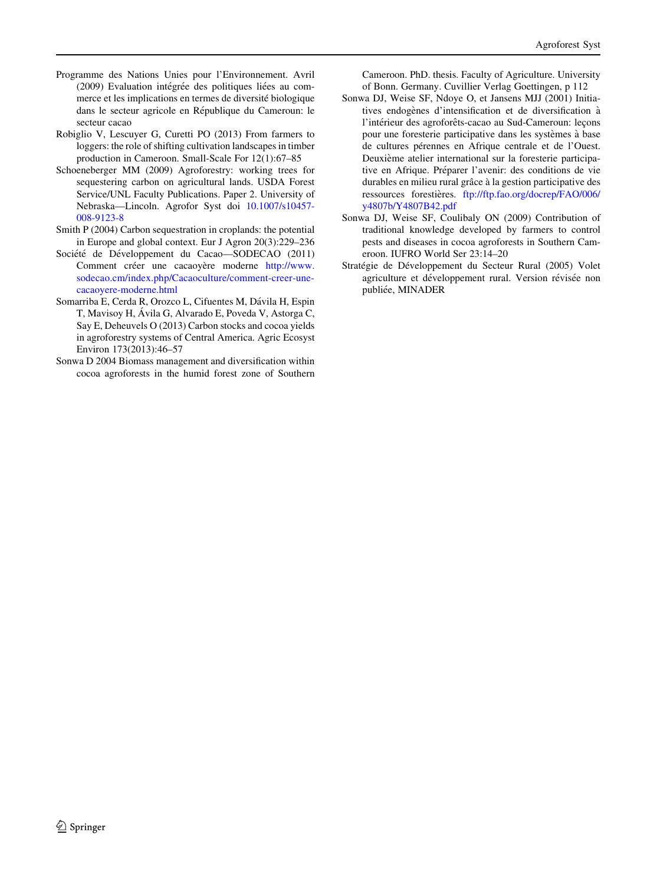Programme des Nations Unies pour l'Environnement. Avril (2009) Evaluation intégrée des politiques liées au commerce et les implications en termes de diversité biologique dans le secteur agricole en République du Cameroun: le secteur cacao

Robiglio V, Lescuyer G, Curetti PO (2013) From farmers to loggers: the role of shifting cultivation landscapes in timber production in Cameroon. Small-Scale For 12(1):67–85

Schoeneberger MM (2009) Agroforestry: working trees for sequestering carbon on agricultural lands. USDA Forest Service/UNL Faculty Publications. Paper 2. University of Nebraska—Lincoln. Agrofor Syst doi 10.1007/s10457-008-9123-8

Smith P (2004) Carbon sequestration in croplands: the potential in Europe and global context. Eur J Agron 20(3):229–236

Société de Développement du Cacao—SODECAO (2011) Comment créer une cacaoyère moderne http://www.sodecao.cm/index.php/Cacaoculture/comment-creer-une-cacaoyere-moderne.html

Somarriba E, Cerda R, Orozco L, Cifuentes M, Dávila H, Espin T, Mavisoy H, Ávila G, Alvarado E, Poveda V, Astorga C, Say E, Deheuvels O (2013) Carbon stocks and cocoa yields in agroforestry systems of Central America. Agric Ecosyst Environ 173(2013):46–57

Sonwa D 2004 Biomass management and diversification within cocoa agroforests in the humid forest zone of Southern Cameroon. PhD. thesis. Faculty of Agriculture. University of Bonn. Germany. Cuvillier Verlag Goettingen, p 112

Sonwa DJ, Weise SF, Ndoye O, et Jansens MJJ (2001) Initiatives endogènes d'intensification et de diversification à l'intérieur des agroforêts-cacao au Sud-Cameroun: leçons pour une foresterie participative dans les systèmes à base de cultures pérennes en Afrique centrale et de l'Ouest. Deuxième atelier international sur la foresterie participative en Afrique. Préparer l'avenir: des conditions de vie durables en milieu rural grâce à la gestion participative des ressources forestières. ftp://ftp.fao.org/docrep/FAO/006/y4807b/Y4807B42.pdf

Sonwa DJ, Weise SF, Coulibaly ON (2009) Contribution of traditional knowledge developed by farmers to control pests and diseases in cocoa agroforests in Southern Cameroon. IUFRO World Ser 23:14–20

Stratégie de Développement du Secteur Rural (2005) Volet agriculture et développement rural. Version révisée non publiée, MINADER